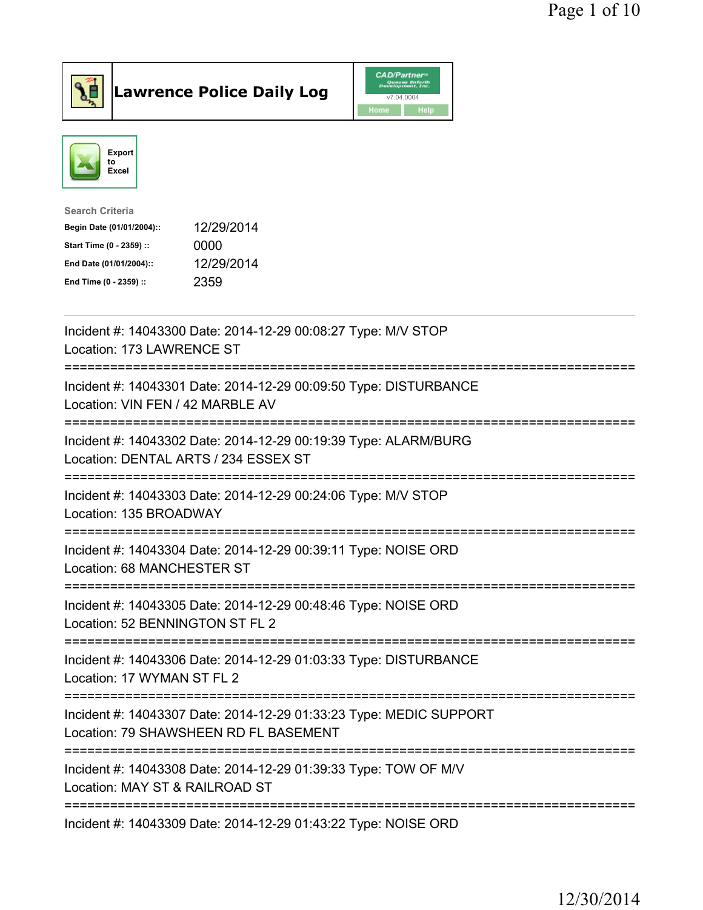# Lawrence Police Daily Log

CAD/Partner v7.04.0004

Home | Help

Export to Excel

**Search Criteria**

| | |
|---|---|
| **Begin Date (01/01/2004)::** | 12/29/2014 |
| **Start Time (0 - 2359) ::** | 0000 |
| **End Date (01/01/2004)::** | 12/29/2014 |
| **End Time (0 - 2359) ::** | 2359 |

---

Incident #: 14043300 Date: 2014-12-29 00:08:27 Type: M/V STOP
Location: 173 LAWRENCE ST

===========================================================================

Incident #: 14043301 Date: 2014-12-29 00:09:50 Type: DISTURBANCE
Location: VIN FEN / 42 MARBLE AV

===========================================================================

Incident #: 14043302 Date: 2014-12-29 00:19:39 Type: ALARM/BURG
Location: DENTAL ARTS / 234 ESSEX ST

===========================================================================

Incident #: 14043303 Date: 2014-12-29 00:24:06 Type: M/V STOP
Location: 135 BROADWAY

===========================================================================

Incident #: 14043304 Date: 2014-12-29 00:39:11 Type: NOISE ORD
Location: 68 MANCHESTER ST

===========================================================================

Incident #: 14043305 Date: 2014-12-29 00:48:46 Type: NOISE ORD
Location: 52 BENNINGTON ST FL 2

===========================================================================

Incident #: 14043306 Date: 2014-12-29 01:03:33 Type: DISTURBANCE
Location: 17 WYMAN ST FL 2

===========================================================================

Incident #: 14043307 Date: 2014-12-29 01:33:23 Type: MEDIC SUPPORT
Location: 79 SHAWSHEEN RD FL BASEMENT

===========================================================================

Incident #: 14043308 Date: 2014-12-29 01:39:33 Type: TOW OF M/V
Location: MAY ST & RAILROAD ST

===========================================================================

Incident #: 14043309 Date: 2014-12-29 01:43:22 Type: NOISE ORD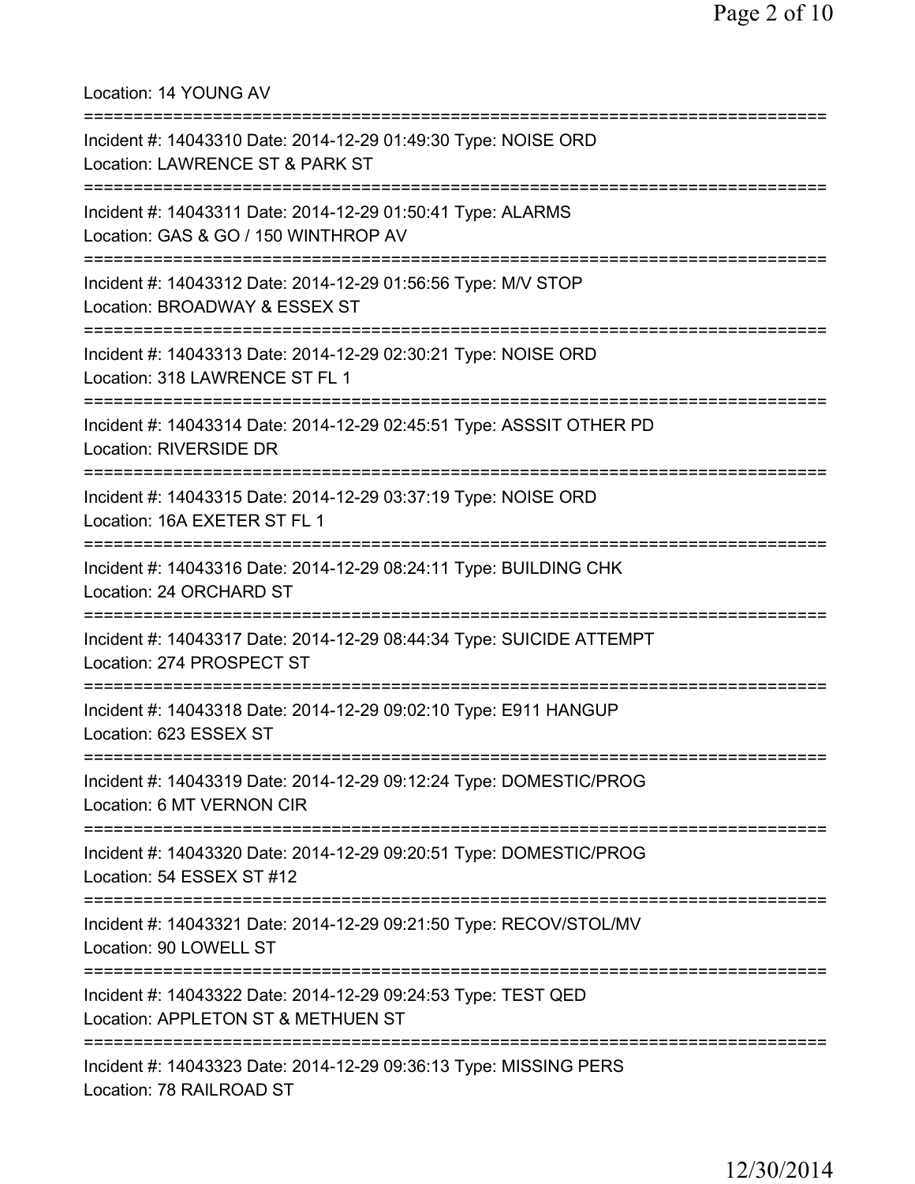Location: 14 YOUNG AV

===========================================================================

Incident #: 14043310 Date: 2014-12-29 01:49:30 Type: NOISE ORD
Location: LAWRENCE ST & PARK ST

===========================================================================

Incident #: 14043311 Date: 2014-12-29 01:50:41 Type: ALARMS
Location: GAS & GO / 150 WINTHROP AV

===========================================================================

Incident #: 14043312 Date: 2014-12-29 01:56:56 Type: M/V STOP
Location: BROADWAY & ESSEX ST

===========================================================================

Incident #: 14043313 Date: 2014-12-29 02:30:21 Type: NOISE ORD
Location: 318 LAWRENCE ST FL 1

===========================================================================

Incident #: 14043314 Date: 2014-12-29 02:45:51 Type: ASSSIT OTHER PD
Location: RIVERSIDE DR

===========================================================================

Incident #: 14043315 Date: 2014-12-29 03:37:19 Type: NOISE ORD
Location: 16A EXETER ST FL 1

===========================================================================

Incident #: 14043316 Date: 2014-12-29 08:24:11 Type: BUILDING CHK
Location: 24 ORCHARD ST

===========================================================================

Incident #: 14043317 Date: 2014-12-29 08:44:34 Type: SUICIDE ATTEMPT
Location: 274 PROSPECT ST

===========================================================================

Incident #: 14043318 Date: 2014-12-29 09:02:10 Type: E911 HANGUP
Location: 623 ESSEX ST

===========================================================================

Incident #: 14043319 Date: 2014-12-29 09:12:24 Type: DOMESTIC/PROG
Location: 6 MT VERNON CIR

===========================================================================

Incident #: 14043320 Date: 2014-12-29 09:20:51 Type: DOMESTIC/PROG
Location: 54 ESSEX ST #12

===========================================================================

Incident #: 14043321 Date: 2014-12-29 09:21:50 Type: RECOV/STOL/MV
Location: 90 LOWELL ST

===========================================================================

Incident #: 14043322 Date: 2014-12-29 09:24:53 Type: TEST QED
Location: APPLETON ST & METHUEN ST

===========================================================================

Incident #: 14043323 Date: 2014-12-29 09:36:13 Type: MISSING PERS
Location: 78 RAILROAD ST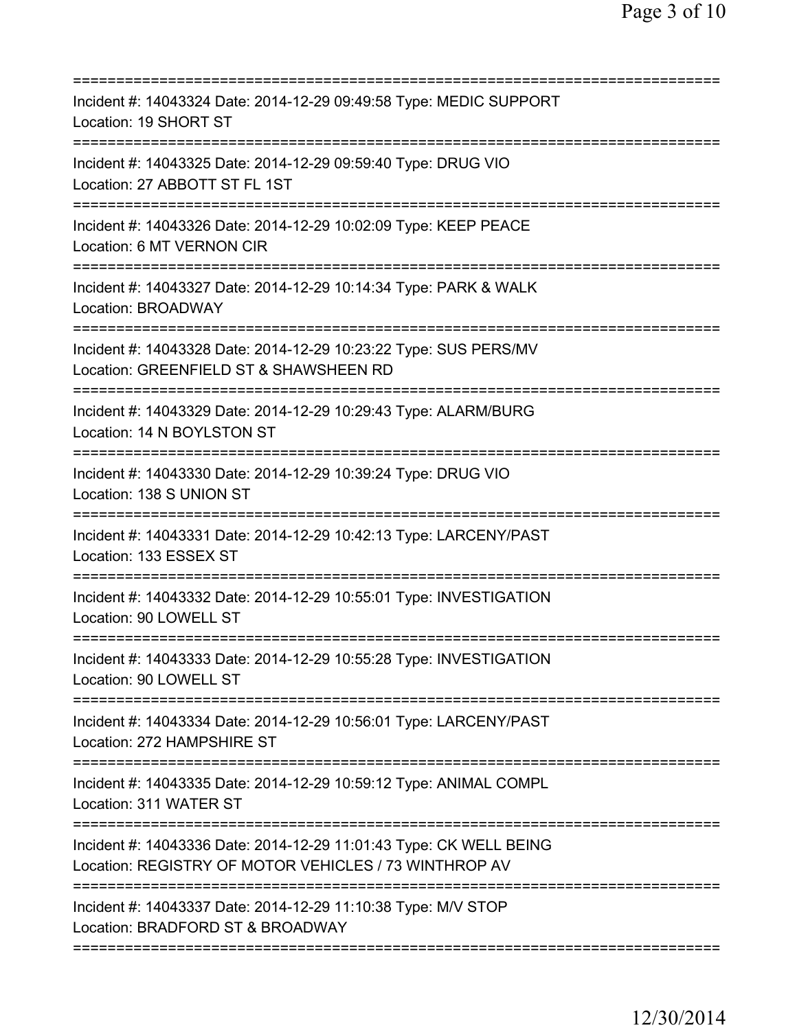===========================================================================
Incident #: 14043324 Date: 2014-12-29 09:49:58 Type: MEDIC SUPPORT
Location: 19 SHORT ST
===========================================================================
Incident #: 14043325 Date: 2014-12-29 09:59:40 Type: DRUG VIO
Location: 27 ABBOTT ST FL 1ST
===========================================================================
Incident #: 14043326 Date: 2014-12-29 10:02:09 Type: KEEP PEACE
Location: 6 MT VERNON CIR
===========================================================================
Incident #: 14043327 Date: 2014-12-29 10:14:34 Type: PARK & WALK
Location: BROADWAY
===========================================================================
Incident #: 14043328 Date: 2014-12-29 10:23:22 Type: SUS PERS/MV
Location: GREENFIELD ST & SHAWSHEEN RD
===========================================================================
Incident #: 14043329 Date: 2014-12-29 10:29:43 Type: ALARM/BURG
Location: 14 N BOYLSTON ST
===========================================================================
Incident #: 14043330 Date: 2014-12-29 10:39:24 Type: DRUG VIO
Location: 138 S UNION ST
===========================================================================
Incident #: 14043331 Date: 2014-12-29 10:42:13 Type: LARCENY/PAST
Location: 133 ESSEX ST
===========================================================================
Incident #: 14043332 Date: 2014-12-29 10:55:01 Type: INVESTIGATION
Location: 90 LOWELL ST
===========================================================================
Incident #: 14043333 Date: 2014-12-29 10:55:28 Type: INVESTIGATION
Location: 90 LOWELL ST
===========================================================================
Incident #: 14043334 Date: 2014-12-29 10:56:01 Type: LARCENY/PAST
Location: 272 HAMPSHIRE ST
===========================================================================
Incident #: 14043335 Date: 2014-12-29 10:59:12 Type: ANIMAL COMPL
Location: 311 WATER ST
===========================================================================
Incident #: 14043336 Date: 2014-12-29 11:01:43 Type: CK WELL BEING
Location: REGISTRY OF MOTOR VEHICLES / 73 WINTHROP AV
===========================================================================
Incident #: 14043337 Date: 2014-12-29 11:10:38 Type: M/V STOP
Location: BRADFORD ST & BROADWAY
===========================================================================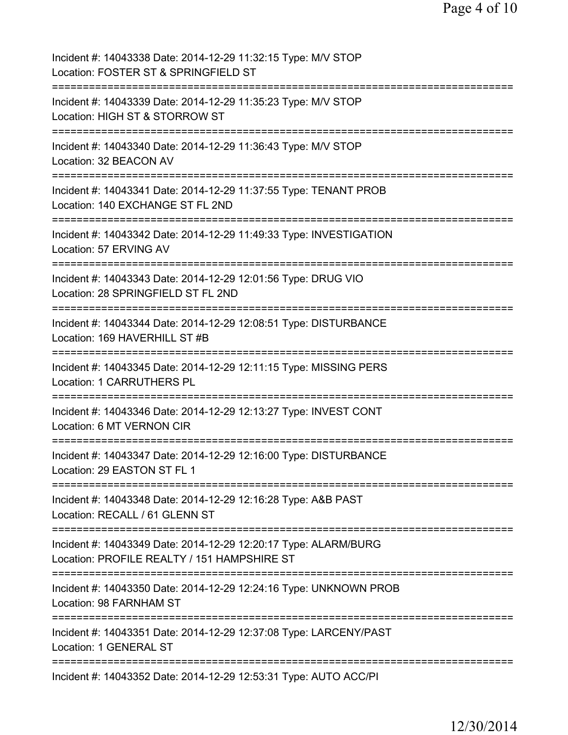Incident #: 14043338 Date: 2014-12-29 11:32:15 Type: M/V STOP
Location: FOSTER ST & SPRINGFIELD ST
===========================================================================
Incident #: 14043339 Date: 2014-12-29 11:35:23 Type: M/V STOP
Location: HIGH ST & STORROW ST
===========================================================================
Incident #: 14043340 Date: 2014-12-29 11:36:43 Type: M/V STOP
Location: 32 BEACON AV
===========================================================================
Incident #: 14043341 Date: 2014-12-29 11:37:55 Type: TENANT PROB
Location: 140 EXCHANGE ST FL 2ND
===========================================================================
Incident #: 14043342 Date: 2014-12-29 11:49:33 Type: INVESTIGATION
Location: 57 ERVING AV
===========================================================================
Incident #: 14043343 Date: 2014-12-29 12:01:56 Type: DRUG VIO
Location: 28 SPRINGFIELD ST FL 2ND
===========================================================================
Incident #: 14043344 Date: 2014-12-29 12:08:51 Type: DISTURBANCE
Location: 169 HAVERHILL ST #B
===========================================================================
Incident #: 14043345 Date: 2014-12-29 12:11:15 Type: MISSING PERS
Location: 1 CARRUTHERS PL
===========================================================================
Incident #: 14043346 Date: 2014-12-29 12:13:27 Type: INVEST CONT
Location: 6 MT VERNON CIR
===========================================================================
Incident #: 14043347 Date: 2014-12-29 12:16:00 Type: DISTURBANCE
Location: 29 EASTON ST FL 1
===========================================================================
Incident #: 14043348 Date: 2014-12-29 12:16:28 Type: A&B PAST
Location: RECALL / 61 GLENN ST
===========================================================================
Incident #: 14043349 Date: 2014-12-29 12:20:17 Type: ALARM/BURG
Location: PROFILE REALTY / 151 HAMPSHIRE ST
===========================================================================
Incident #: 14043350 Date: 2014-12-29 12:24:16 Type: UNKNOWN PROB
Location: 98 FARNHAM ST
===========================================================================
Incident #: 14043351 Date: 2014-12-29 12:37:08 Type: LARCENY/PAST
Location: 1 GENERAL ST
===========================================================================
Incident #: 14043352 Date: 2014-12-29 12:53:31 Type: AUTO ACC/PI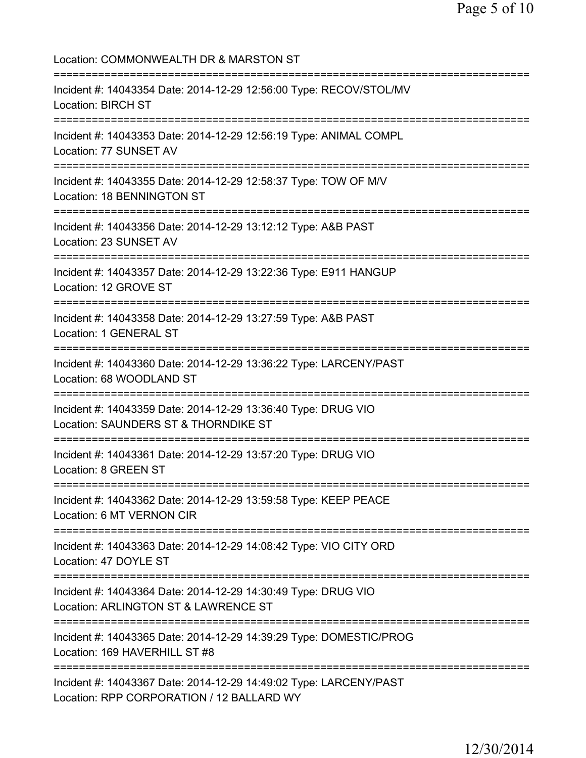Location: COMMONWEALTH DR & MARSTON ST

===========================================================================

Incident #: 14043354 Date: 2014-12-29 12:56:00 Type: RECOV/STOL/MV
Location: BIRCH ST

===========================================================================

Incident #: 14043353 Date: 2014-12-29 12:56:19 Type: ANIMAL COMPL
Location: 77 SUNSET AV

===========================================================================

Incident #: 14043355 Date: 2014-12-29 12:58:37 Type: TOW OF M/V
Location: 18 BENNINGTON ST

===========================================================================

Incident #: 14043356 Date: 2014-12-29 13:12:12 Type: A&B PAST
Location: 23 SUNSET AV

===========================================================================

Incident #: 14043357 Date: 2014-12-29 13:22:36 Type: E911 HANGUP
Location: 12 GROVE ST

===========================================================================

Incident #: 14043358 Date: 2014-12-29 13:27:59 Type: A&B PAST
Location: 1 GENERAL ST

===========================================================================

Incident #: 14043360 Date: 2014-12-29 13:36:22 Type: LARCENY/PAST
Location: 68 WOODLAND ST

===========================================================================

Incident #: 14043359 Date: 2014-12-29 13:36:40 Type: DRUG VIO
Location: SAUNDERS ST & THORNDIKE ST

===========================================================================

Incident #: 14043361 Date: 2014-12-29 13:57:20 Type: DRUG VIO
Location: 8 GREEN ST

===========================================================================

Incident #: 14043362 Date: 2014-12-29 13:59:58 Type: KEEP PEACE
Location: 6 MT VERNON CIR

===========================================================================

Incident #: 14043363 Date: 2014-12-29 14:08:42 Type: VIO CITY ORD
Location: 47 DOYLE ST

===========================================================================

Incident #: 14043364 Date: 2014-12-29 14:30:49 Type: DRUG VIO
Location: ARLINGTON ST & LAWRENCE ST

===========================================================================

Incident #: 14043365 Date: 2014-12-29 14:39:29 Type: DOMESTIC/PROG
Location: 169 HAVERHILL ST #8

===========================================================================

Incident #: 14043367 Date: 2014-12-29 14:49:02 Type: LARCENY/PAST
Location: RPP CORPORATION / 12 BALLARD WY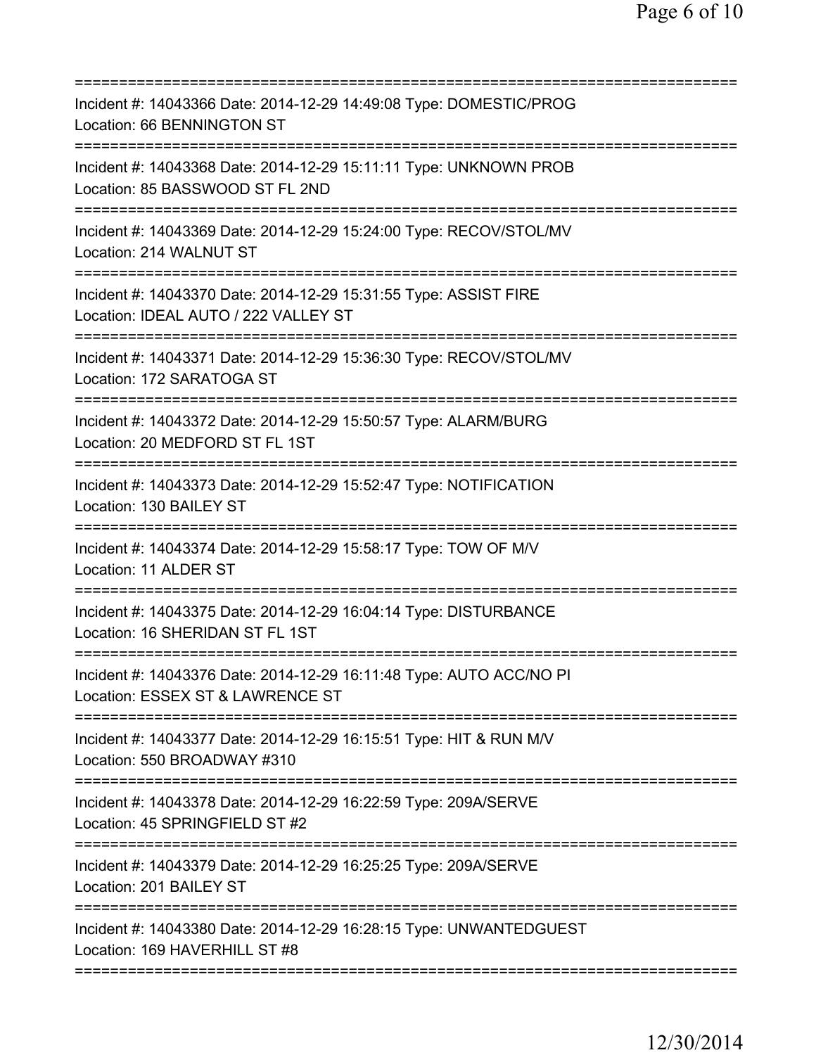===========================================================================
Incident #: 14043366 Date: 2014-12-29 14:49:08 Type: DOMESTIC/PROG
Location: 66 BENNINGTON ST
===========================================================================
Incident #: 14043368 Date: 2014-12-29 15:11:11 Type: UNKNOWN PROB
Location: 85 BASSWOOD ST FL 2ND
===========================================================================
Incident #: 14043369 Date: 2014-12-29 15:24:00 Type: RECOV/STOL/MV
Location: 214 WALNUT ST
===========================================================================
Incident #: 14043370 Date: 2014-12-29 15:31:55 Type: ASSIST FIRE
Location: IDEAL AUTO / 222 VALLEY ST
===========================================================================
Incident #: 14043371 Date: 2014-12-29 15:36:30 Type: RECOV/STOL/MV
Location: 172 SARATOGA ST
===========================================================================
Incident #: 14043372 Date: 2014-12-29 15:50:57 Type: ALARM/BURG
Location: 20 MEDFORD ST FL 1ST
===========================================================================
Incident #: 14043373 Date: 2014-12-29 15:52:47 Type: NOTIFICATION
Location: 130 BAILEY ST
===========================================================================
Incident #: 14043374 Date: 2014-12-29 15:58:17 Type: TOW OF M/V
Location: 11 ALDER ST
===========================================================================
Incident #: 14043375 Date: 2014-12-29 16:04:14 Type: DISTURBANCE
Location: 16 SHERIDAN ST FL 1ST
===========================================================================
Incident #: 14043376 Date: 2014-12-29 16:11:48 Type: AUTO ACC/NO PI
Location: ESSEX ST & LAWRENCE ST
===========================================================================
Incident #: 14043377 Date: 2014-12-29 16:15:51 Type: HIT & RUN M/V
Location: 550 BROADWAY #310
===========================================================================
Incident #: 14043378 Date: 2014-12-29 16:22:59 Type: 209A/SERVE
Location: 45 SPRINGFIELD ST #2
===========================================================================
Incident #: 14043379 Date: 2014-12-29 16:25:25 Type: 209A/SERVE
Location: 201 BAILEY ST
===========================================================================
Incident #: 14043380 Date: 2014-12-29 16:28:15 Type: UNWANTEDGUEST
Location: 169 HAVERHILL ST #8
===========================================================================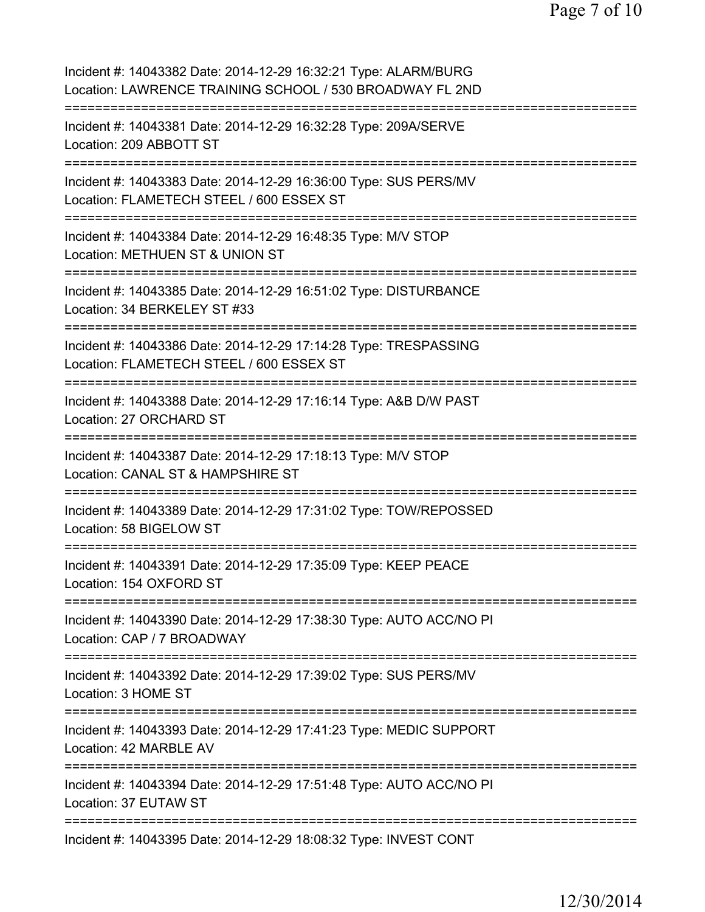Incident #: 14043382 Date: 2014-12-29 16:32:21 Type: ALARM/BURG
Location: LAWRENCE TRAINING SCHOOL / 530 BROADWAY FL 2ND

===========================================================================

Incident #: 14043381 Date: 2014-12-29 16:32:28 Type: 209A/SERVE
Location: 209 ABBOTT ST

===========================================================================

Incident #: 14043383 Date: 2014-12-29 16:36:00 Type: SUS PERS/MV
Location: FLAMETECH STEEL / 600 ESSEX ST

===========================================================================

Incident #: 14043384 Date: 2014-12-29 16:48:35 Type: M/V STOP
Location: METHUEN ST & UNION ST

===========================================================================

Incident #: 14043385 Date: 2014-12-29 16:51:02 Type: DISTURBANCE
Location: 34 BERKELEY ST #33

===========================================================================

Incident #: 14043386 Date: 2014-12-29 17:14:28 Type: TRESPASSING
Location: FLAMETECH STEEL / 600 ESSEX ST

===========================================================================

Incident #: 14043388 Date: 2014-12-29 17:16:14 Type: A&B D/W PAST
Location: 27 ORCHARD ST

===========================================================================

Incident #: 14043387 Date: 2014-12-29 17:18:13 Type: M/V STOP
Location: CANAL ST & HAMPSHIRE ST

===========================================================================

Incident #: 14043389 Date: 2014-12-29 17:31:02 Type: TOW/REPOSSED
Location: 58 BIGELOW ST

===========================================================================

Incident #: 14043391 Date: 2014-12-29 17:35:09 Type: KEEP PEACE
Location: 154 OXFORD ST

===========================================================================

Incident #: 14043390 Date: 2014-12-29 17:38:30 Type: AUTO ACC/NO PI
Location: CAP / 7 BROADWAY

===========================================================================

Incident #: 14043392 Date: 2014-12-29 17:39:02 Type: SUS PERS/MV
Location: 3 HOME ST

===========================================================================

Incident #: 14043393 Date: 2014-12-29 17:41:23 Type: MEDIC SUPPORT
Location: 42 MARBLE AV

===========================================================================

Incident #: 14043394 Date: 2014-12-29 17:51:48 Type: AUTO ACC/NO PI
Location: 37 EUTAW ST

===========================================================================

Incident #: 14043395 Date: 2014-12-29 18:08:32 Type: INVEST CONT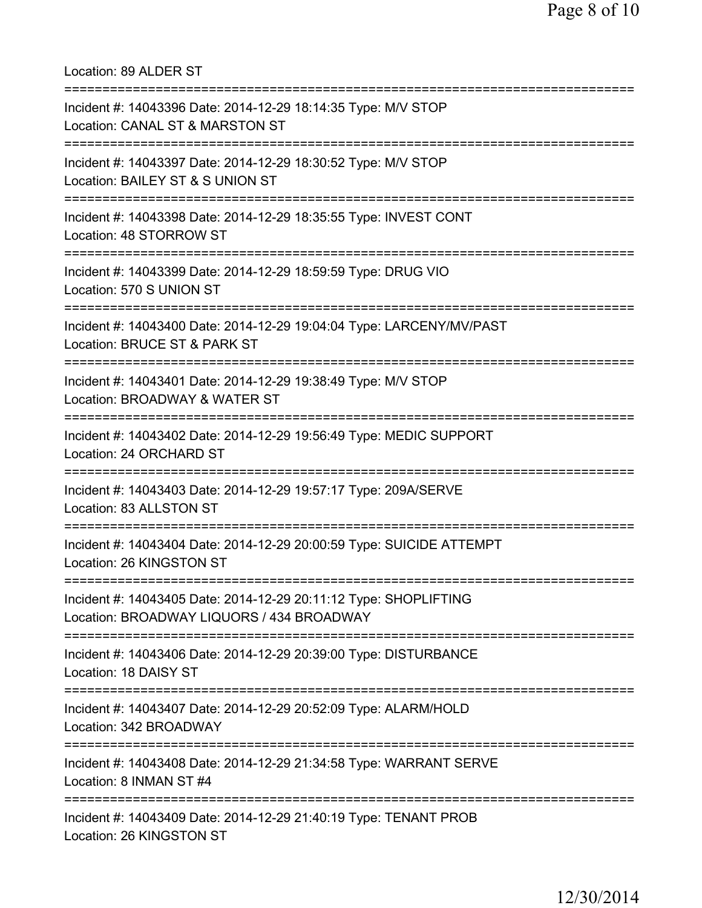Location: 89 ALDER ST

===========================================================================

Incident #: 14043396 Date: 2014-12-29 18:14:35 Type: M/V STOP
Location: CANAL ST & MARSTON ST

===========================================================================

Incident #: 14043397 Date: 2014-12-29 18:30:52 Type: M/V STOP
Location: BAILEY ST & S UNION ST

===========================================================================

Incident #: 14043398 Date: 2014-12-29 18:35:55 Type: INVEST CONT
Location: 48 STORROW ST

===========================================================================

Incident #: 14043399 Date: 2014-12-29 18:59:59 Type: DRUG VIO
Location: 570 S UNION ST

===========================================================================

Incident #: 14043400 Date: 2014-12-29 19:04:04 Type: LARCENY/MV/PAST
Location: BRUCE ST & PARK ST

===========================================================================

Incident #: 14043401 Date: 2014-12-29 19:38:49 Type: M/V STOP
Location: BROADWAY & WATER ST

===========================================================================

Incident #: 14043402 Date: 2014-12-29 19:56:49 Type: MEDIC SUPPORT
Location: 24 ORCHARD ST

===========================================================================

Incident #: 14043403 Date: 2014-12-29 19:57:17 Type: 209A/SERVE
Location: 83 ALLSTON ST

===========================================================================

Incident #: 14043404 Date: 2014-12-29 20:00:59 Type: SUICIDE ATTEMPT
Location: 26 KINGSTON ST

===========================================================================

Incident #: 14043405 Date: 2014-12-29 20:11:12 Type: SHOPLIFTING
Location: BROADWAY LIQUORS / 434 BROADWAY

===========================================================================

Incident #: 14043406 Date: 2014-12-29 20:39:00 Type: DISTURBANCE
Location: 18 DAISY ST

===========================================================================

Incident #: 14043407 Date: 2014-12-29 20:52:09 Type: ALARM/HOLD
Location: 342 BROADWAY

===========================================================================

Incident #: 14043408 Date: 2014-12-29 21:34:58 Type: WARRANT SERVE
Location: 8 INMAN ST #4

===========================================================================

Incident #: 14043409 Date: 2014-12-29 21:40:19 Type: TENANT PROB
Location: 26 KINGSTON ST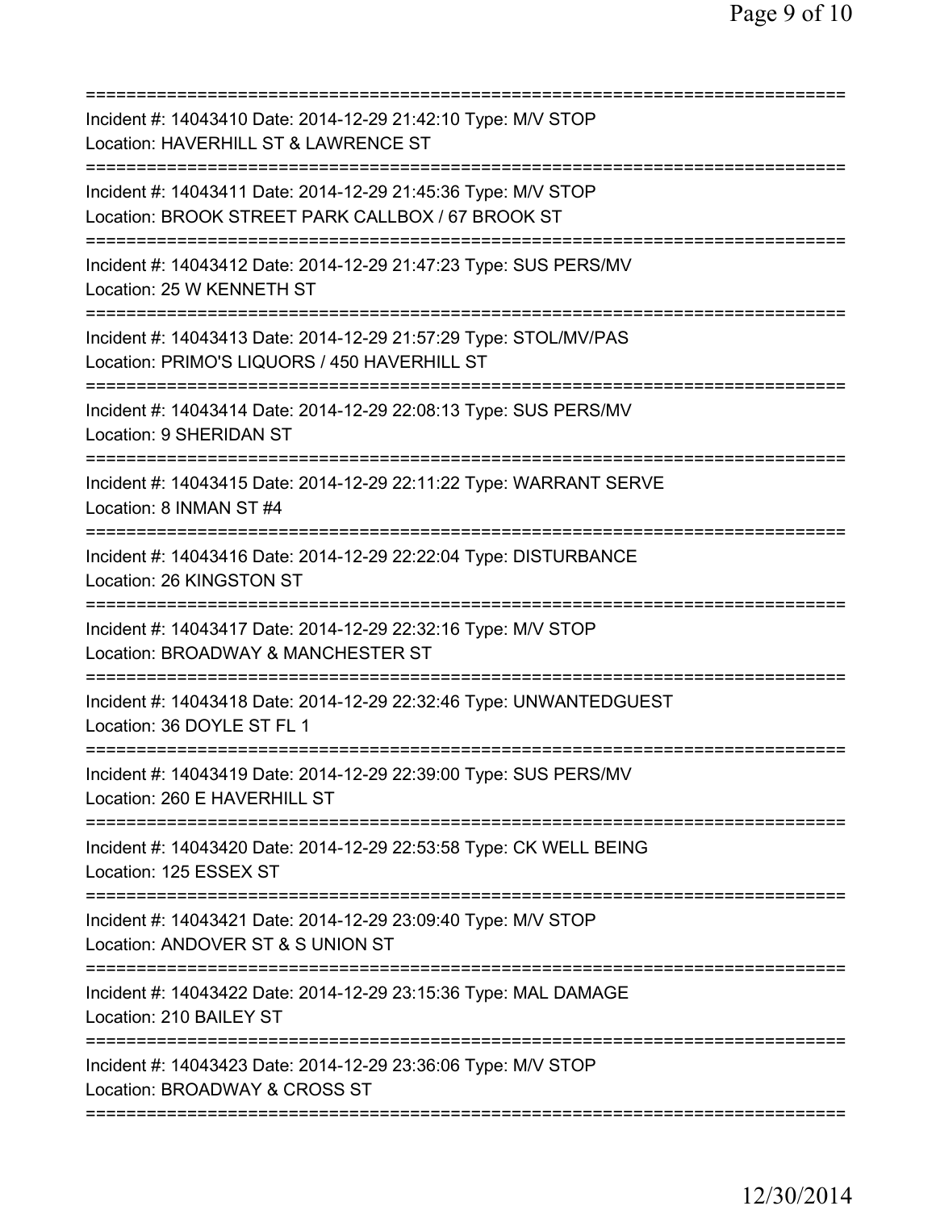===========================================================================

Incident #: 14043410 Date: 2014-12-29 21:42:10 Type: M/V STOP
Location: HAVERHILL ST & LAWRENCE ST

===========================================================================

Incident #: 14043411 Date: 2014-12-29 21:45:36 Type: M/V STOP
Location: BROOK STREET PARK CALLBOX / 67 BROOK ST

===========================================================================

Incident #: 14043412 Date: 2014-12-29 21:47:23 Type: SUS PERS/MV
Location: 25 W KENNETH ST

===========================================================================

Incident #: 14043413 Date: 2014-12-29 21:57:29 Type: STOL/MV/PAS
Location: PRIMO'S LIQUORS / 450 HAVERHILL ST

===========================================================================

Incident #: 14043414 Date: 2014-12-29 22:08:13 Type: SUS PERS/MV
Location: 9 SHERIDAN ST

===========================================================================

Incident #: 14043415 Date: 2014-12-29 22:11:22 Type: WARRANT SERVE
Location: 8 INMAN ST #4

===========================================================================

Incident #: 14043416 Date: 2014-12-29 22:22:04 Type: DISTURBANCE
Location: 26 KINGSTON ST

===========================================================================

Incident #: 14043417 Date: 2014-12-29 22:32:16 Type: M/V STOP
Location: BROADWAY & MANCHESTER ST

===========================================================================

Incident #: 14043418 Date: 2014-12-29 22:32:46 Type: UNWANTEDGUEST
Location: 36 DOYLE ST FL 1

===========================================================================

Incident #: 14043419 Date: 2014-12-29 22:39:00 Type: SUS PERS/MV
Location: 260 E HAVERHILL ST

===========================================================================

Incident #: 14043420 Date: 2014-12-29 22:53:58 Type: CK WELL BEING
Location: 125 ESSEX ST

===========================================================================

Incident #: 14043421 Date: 2014-12-29 23:09:40 Type: M/V STOP
Location: ANDOVER ST & S UNION ST

===========================================================================

Incident #: 14043422 Date: 2014-12-29 23:15:36 Type: MAL DAMAGE
Location: 210 BAILEY ST

===========================================================================

Incident #: 14043423 Date: 2014-12-29 23:36:06 Type: M/V STOP
Location: BROADWAY & CROSS ST

===========================================================================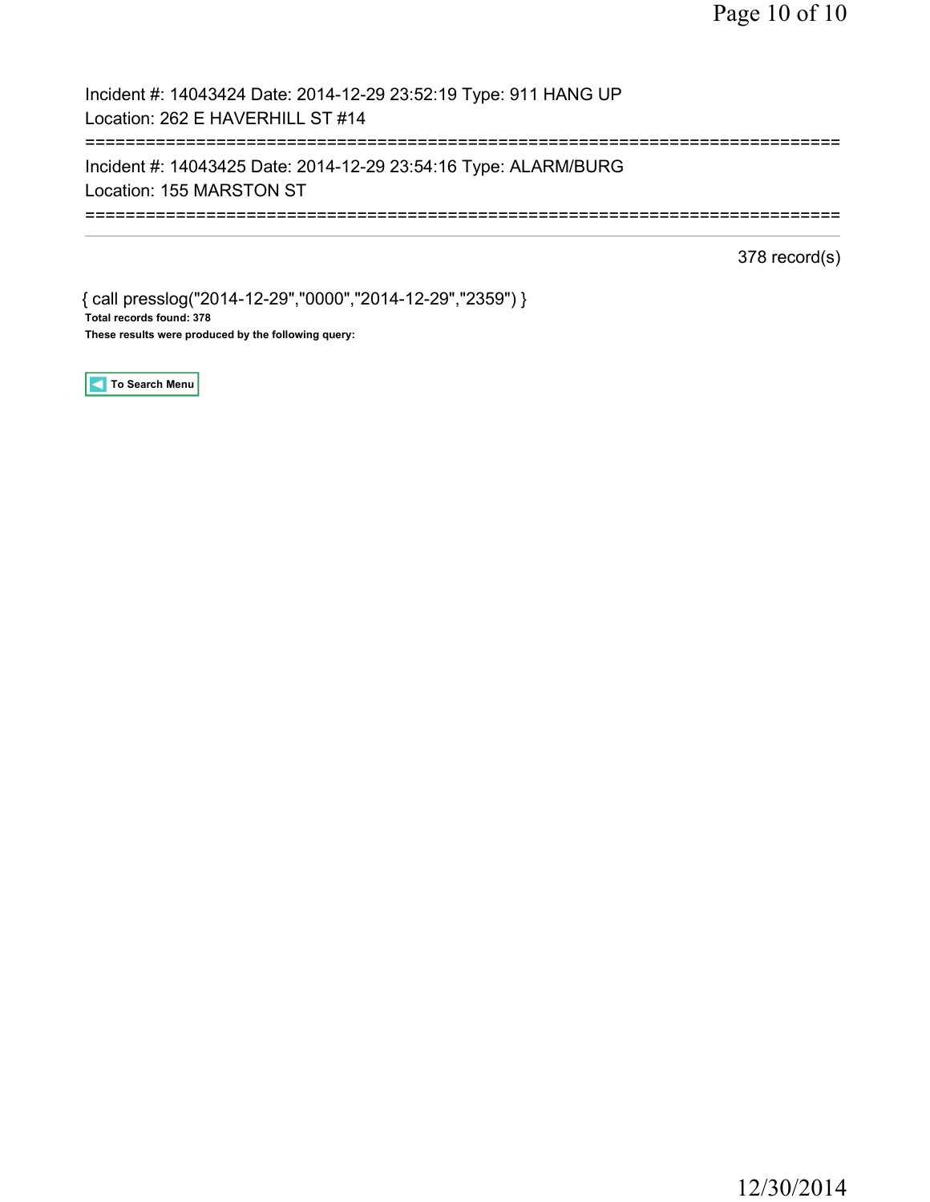Incident #: 14043424 Date: 2014-12-29 23:52:19 Type: 911 HANG UP
Location: 262 E HAVERHILL ST #14

===========================================================================

Incident #: 14043425 Date: 2014-12-29 23:54:16 Type: ALARM/BURG
Location: 155 MARSTON ST

===========================================================================

---

378 record(s)

{ call presslog("2014-12-29","0000","2014-12-29","2359") }

**Total records found: 378**

**These results were produced by the following query:**

**To Search Menu**